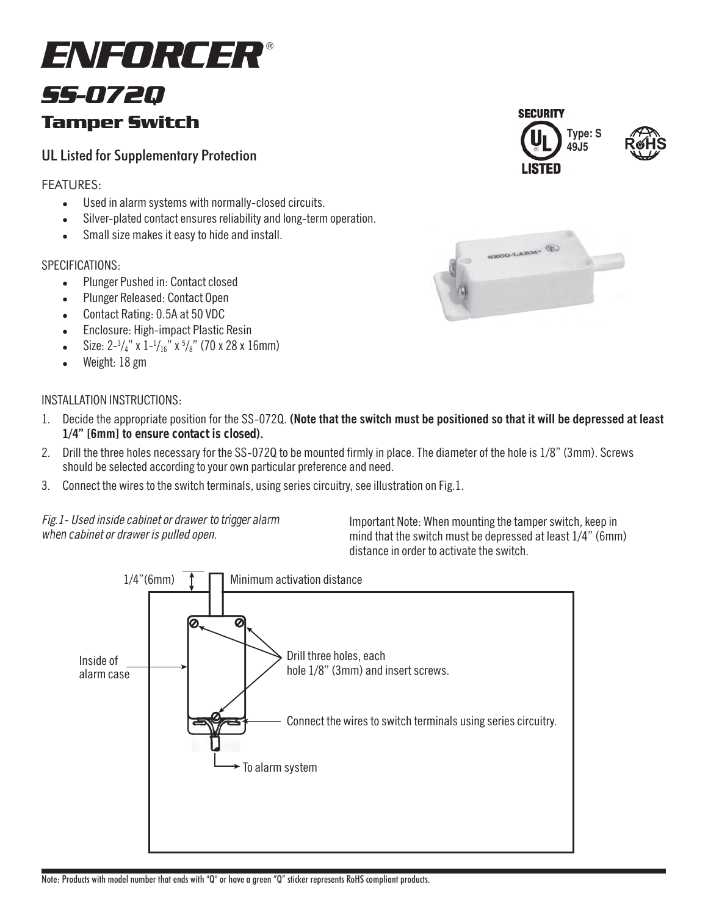# ENFORCER®

## SS-072Q

### Tamper Switch

UL Listed for Supplementary Protection

FEATURES:

- Used in alarm systems with normally-closed circuits.
- Silver-plated contact ensures reliability and long-term operation.
- Small size makes it easy to hide and install.

SPECIFICATIONS:

- Plunger Pushed in: Contact closed
- Plunger Released: Contact Open
- Contact Rating: 0.5A at 50 VDC
- Enclosure: High-impact Plastic Resin
- Size: 2-3/4" x 1-1/16" x 5/8" (70 x 28 x 16mm)
- Weight: 18 gm

INSTALLATION INSTRUCTIONS:

1. Decide the appropriate position for the SS-072Q. **(Note that the switch must be positioned so that it will be depressed at least 1/4" [6mm] to ensure contact is closed).**
2. Drill the three holes necessary for the SS-072Q to be mounted firmly in place. The diameter of the hole is 1/8" (3mm). Screws should be selected according to your own particular preference and need.
3. Connect the wires to the switch terminals, using series circuitry, see illustration on Fig.1.

*Fig.1- Used inside cabinet or drawer to trigger alarm when cabinet or drawer is pulled open.*

Important Note: When mounting the tamper switch, keep in mind that the switch must be depressed at least 1/4" (6mm) distance in order to activate the switch.

1/4"(6mm) Minimum activation distance

Inside of alarm case

Drill three holes, each hole 1/8" (3mm) and insert screws.

Connect the wires to switch terminals using series circuitry.

To alarm system

Note: Products with model number that ends with "Q" or have a green "Q" sticker represents RoHS compliant products.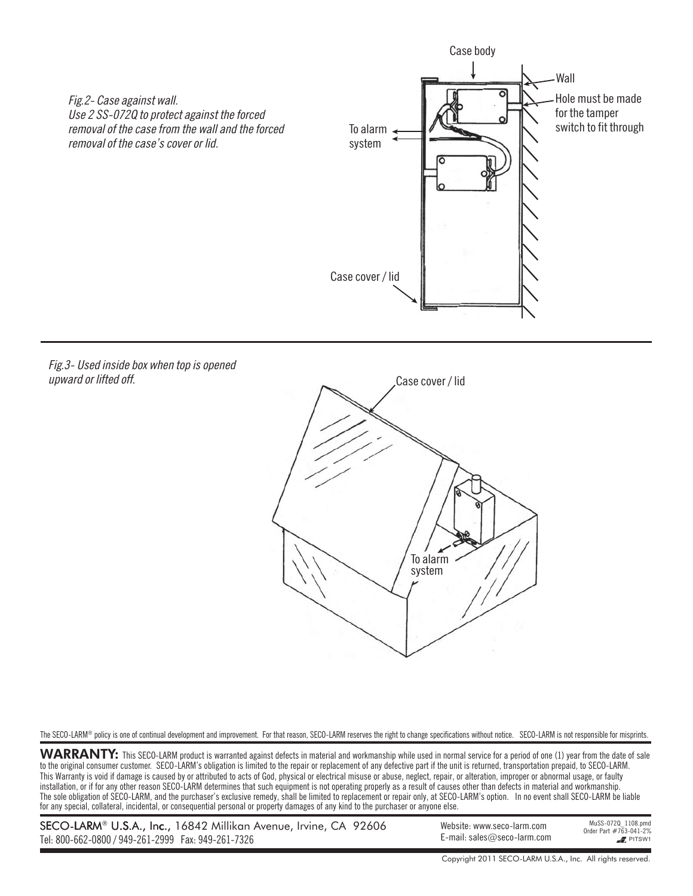*Fig.2- Case against wall.*
*Use 2 SS-072Q to protect against the forced removal of the case from the wall and the forced removal of the case's cover or lid.*

Case body

Wall

Hole must be made for the tamper switch to fit through

To alarm system

Case cover / lid

*Fig.3- Used inside box when top is opened upward or lifted off.*

Case cover / lid

To alarm system

The SECO-LARM® policy is one of continual development and improvement. For that reason, SECO-LARM reserves the right to change specifications without notice. SECO-LARM is not responsible for misprints.

**WARRANTY:** This SECO-LARM product is warranted against defects in material and workmanship while used in normal service for a period of one (1) year from the date of sale to the original consumer customer. SECO-LARM's obligation is limited to the repair or replacement of any defective part if the unit is returned, transportation prepaid, to SECO-LARM. This Warranty is void if damage is caused by or attributed to acts of God, physical or electrical misuse or abuse, neglect, repair, or alteration, improper or abnormal usage, or faulty installation, or if for any other reason SECO-LARM determines that such equipment is not operating properly as a result of causes other than defects in material and workmanship. The sole obligation of SECO-LARM, and the purchaser's exclusive remedy, shall be limited to replacement or repair only, at SECO-LARM's option. In no event shall SECO-LARM be liable for any special, collateral, incidental, or consequential personal or property damages of any kind to the purchaser or anyone else.

**SECO-LARM® U.S.A., Inc.,** 16842 Millikan Avenue, Irvine, CA 92606
Tel: 800-662-0800 / 949-261-2999 Fax: 949-261-7326

Website: www.seco-larm.com
E-mail: sales@seco-larm.com

MuSS-072Q_1108.pmd
Order Part #763-041-2%
PITSW1

Copyright 2011 SECO-LARM U.S.A., Inc. All rights reserved.